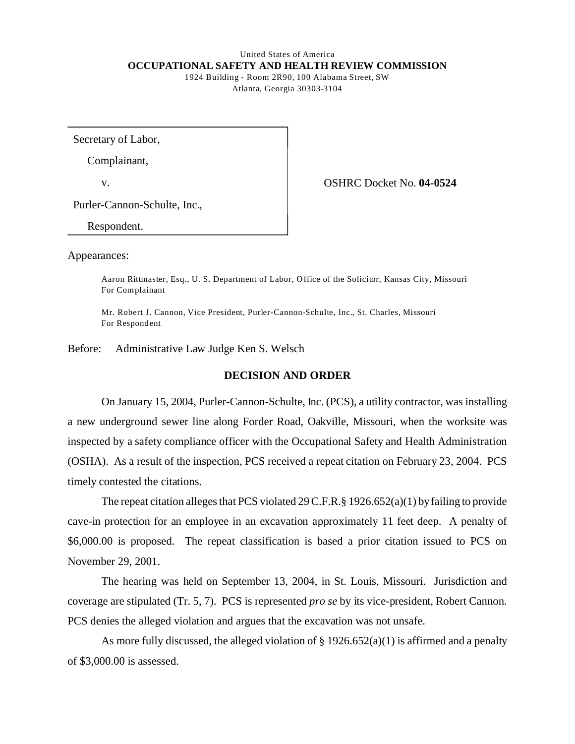United States of America

**OCCUPATIONAL SAFETY AND HEALTH REVIEW COMMISSION**

1924 Building - Room 2R90, 100 Alabama Street, SW

Atlanta, Georgia 30303-3104

| | |
|---|---|
| Secretary of Labor,<br>Complainant,<br>v.<br>Purler-Cannon-Schulte, Inc.,<br>Respondent. | OSHRC Docket No. **04-0524** |

Appearances:

Aaron Rittmaster, Esq., U. S. Department of Labor, Office of the Solicitor, Kansas City, Missouri
For Complainant

Mr. Robert J. Cannon, Vice President, Purler-Cannon-Schulte, Inc., St. Charles, Missouri
For Respondent

Before: Administrative Law Judge Ken S. Welsch

## DECISION AND ORDER

On January 15, 2004, Purler-Cannon-Schulte, Inc. (PCS), a utility contractor, was installing a new underground sewer line along Forder Road, Oakville, Missouri, when the worksite was inspected by a safety compliance officer with the Occupational Safety and Health Administration (OSHA). As a result of the inspection, PCS received a repeat citation on February 23, 2004. PCS timely contested the citations.

The repeat citation alleges that PCS violated 29 C.F.R.§ 1926.652(a)(1) by failing to provide cave-in protection for an employee in an excavation approximately 11 feet deep. A penalty of $6,000.00 is proposed. The repeat classification is based a prior citation issued to PCS on November 29, 2001.

The hearing was held on September 13, 2004, in St. Louis, Missouri. Jurisdiction and coverage are stipulated (Tr. 5, 7). PCS is represented *pro se* by its vice-president, Robert Cannon. PCS denies the alleged violation and argues that the excavation was not unsafe.

As more fully discussed, the alleged violation of § 1926.652(a)(1) is affirmed and a penalty of $3,000.00 is assessed.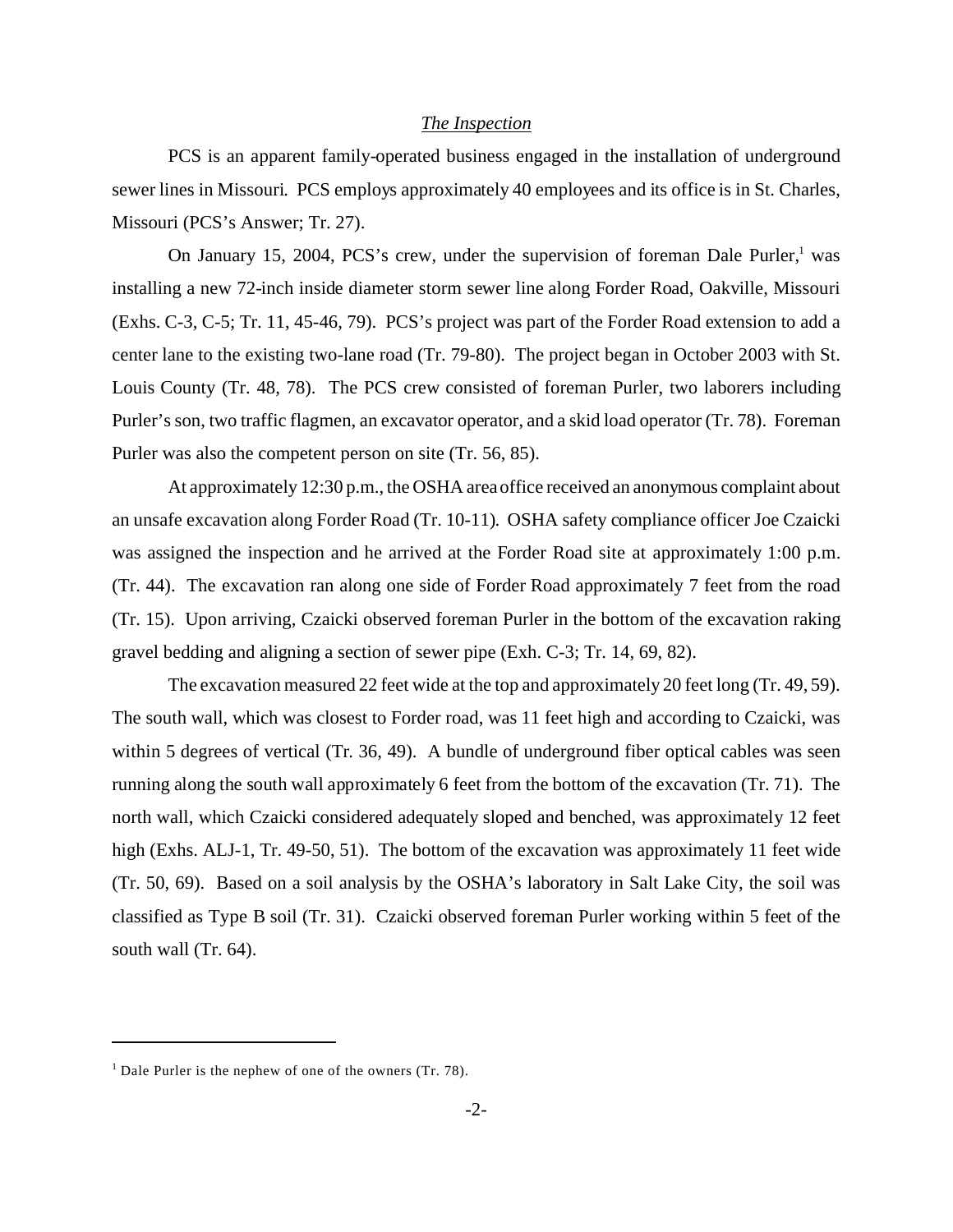*The Inspection*

PCS is an apparent family-operated business engaged in the installation of underground sewer lines in Missouri. PCS employs approximately 40 employees and its office is in St. Charles, Missouri (PCS's Answer; Tr. 27).

On January 15, 2004, PCS's crew, under the supervision of foreman Dale Purler,[1] was installing a new 72-inch inside diameter storm sewer line along Forder Road, Oakville, Missouri (Exhs. C-3, C-5; Tr. 11, 45-46, 79). PCS's project was part of the Forder Road extension to add a center lane to the existing two-lane road (Tr. 79-80). The project began in October 2003 with St. Louis County (Tr. 48, 78). The PCS crew consisted of foreman Purler, two laborers including Purler's son, two traffic flagmen, an excavator operator, and a skid load operator (Tr. 78). Foreman Purler was also the competent person on site (Tr. 56, 85).

At approximately 12:30 p.m., the OSHA area office received an anonymous complaint about an unsafe excavation along Forder Road (Tr. 10-11). OSHA safety compliance officer Joe Czaicki was assigned the inspection and he arrived at the Forder Road site at approximately 1:00 p.m. (Tr. 44). The excavation ran along one side of Forder Road approximately 7 feet from the road (Tr. 15). Upon arriving, Czaicki observed foreman Purler in the bottom of the excavation raking gravel bedding and aligning a section of sewer pipe (Exh. C-3; Tr. 14, 69, 82).

The excavation measured 22 feet wide at the top and approximately 20 feet long (Tr. 49, 59). The south wall, which was closest to Forder road, was 11 feet high and according to Czaicki, was within 5 degrees of vertical (Tr. 36, 49). A bundle of underground fiber optical cables was seen running along the south wall approximately 6 feet from the bottom of the excavation (Tr. 71). The north wall, which Czaicki considered adequately sloped and benched, was approximately 12 feet high (Exhs. ALJ-1, Tr. 49-50, 51). The bottom of the excavation was approximately 11 feet wide (Tr. 50, 69). Based on a soil analysis by the OSHA's laboratory in Salt Lake City, the soil was classified as Type B soil (Tr. 31). Czaicki observed foreman Purler working within 5 feet of the south wall (Tr. 64).

[1] Dale Purler is the nephew of one of the owners (Tr. 78).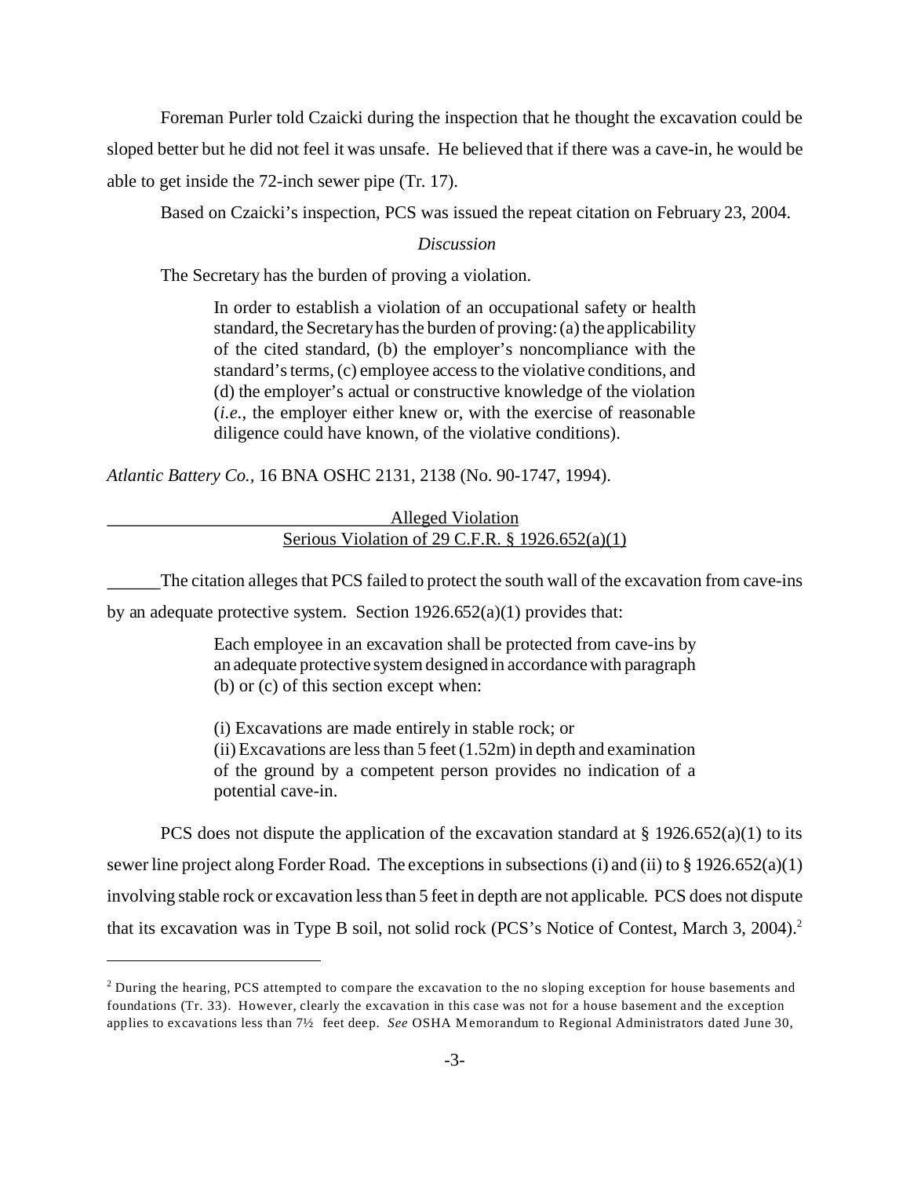Foreman Purler told Czaicki during the inspection that he thought the excavation could be sloped better but he did not feel it was unsafe. He believed that if there was a cave-in, he would be able to get inside the 72-inch sewer pipe (Tr. 17).

Based on Czaicki's inspection, PCS was issued the repeat citation on February 23, 2004.

*Discussion*

The Secretary has the burden of proving a violation.

> In order to establish a violation of an occupational safety or health standard, the Secretary has the burden of proving: (a) the applicability of the cited standard, (b) the employer's noncompliance with the standard's terms, (c) employee access to the violative conditions, and (d) the employer's actual or constructive knowledge of the violation (*i.e.,* the employer either knew or, with the exercise of reasonable diligence could have known, of the violative conditions).

*Atlantic Battery Co.,* 16 BNA OSHC 2131, 2138 (No. 90-1747, 1994).

Alleged Violation
Serious Violation of 29 C.F.R. § 1926.652(a)(1)

The citation alleges that PCS failed to protect the south wall of the excavation from cave-ins by an adequate protective system. Section 1926.652(a)(1) provides that:

> Each employee in an excavation shall be protected from cave-ins by an adequate protective system designed in accordance with paragraph (b) or (c) of this section except when:
>
> (i) Excavations are made entirely in stable rock; or
> (ii) Excavations are less than 5 feet (1.52m) in depth and examination of the ground by a competent person provides no indication of a potential cave-in.

PCS does not dispute the application of the excavation standard at § 1926.652(a)(1) to its sewer line project along Forder Road. The exceptions in subsections (i) and (ii) to § 1926.652(a)(1) involving stable rock or excavation less than 5 feet in depth are not applicable. PCS does not dispute that its excavation was in Type B soil, not solid rock (PCS's Notice of Contest, March 3, 2004).[2]

[2] During the hearing, PCS attempted to compare the excavation to the no sloping exception for house basements and foundations (Tr. 33). However, clearly the excavation in this case was not for a house basement and the exception applies to excavations less than 7½ feet deep. *See* OSHA Memorandum to Regional Administrators dated June 30,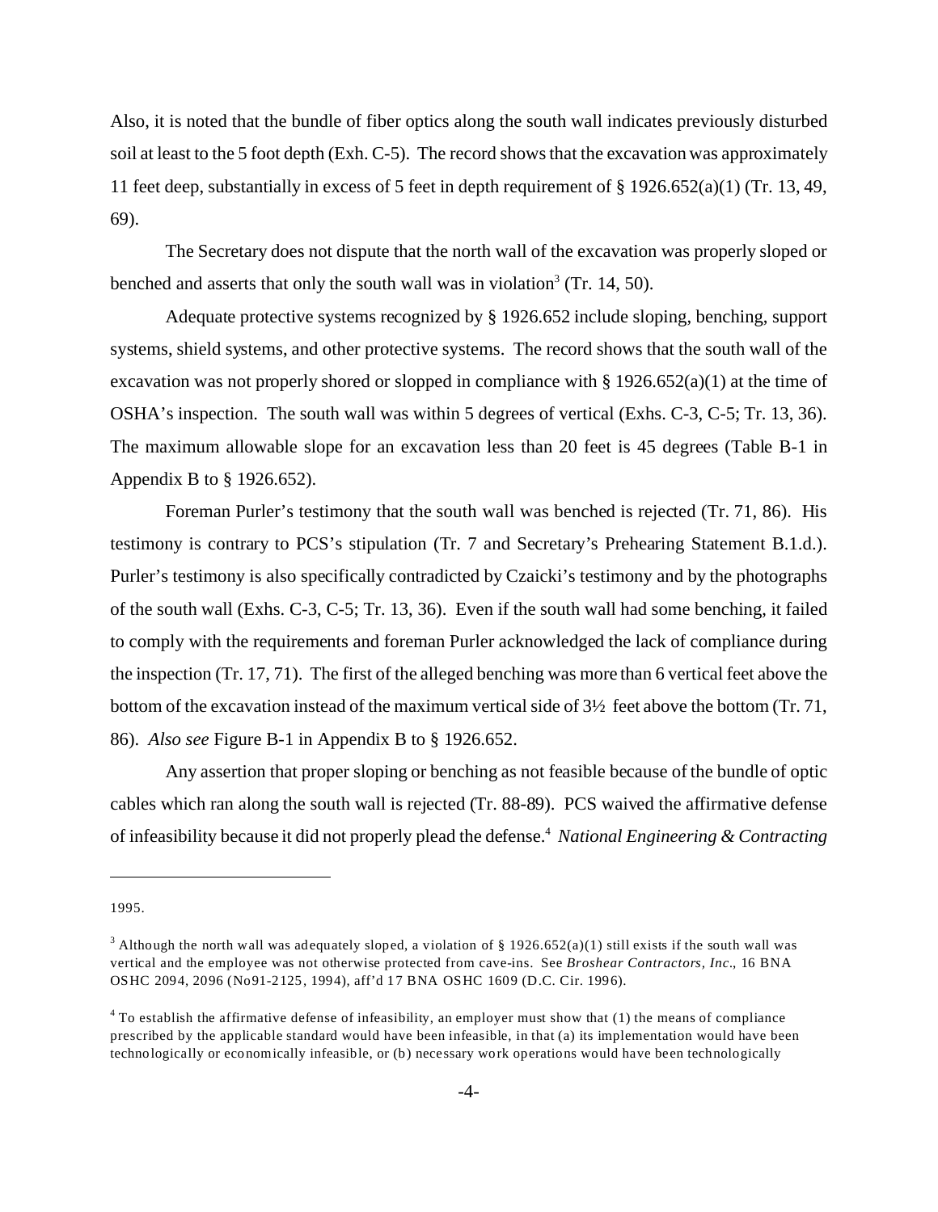Also, it is noted that the bundle of fiber optics along the south wall indicates previously disturbed soil at least to the 5 foot depth (Exh. C-5). The record shows that the excavation was approximately 11 feet deep, substantially in excess of 5 feet in depth requirement of § 1926.652(a)(1) (Tr. 13, 49, 69).

The Secretary does not dispute that the north wall of the excavation was properly sloped or benched and asserts that only the south wall was in violation[3] (Tr. 14, 50).

Adequate protective systems recognized by § 1926.652 include sloping, benching, support systems, shield systems, and other protective systems. The record shows that the south wall of the excavation was not properly shored or slopped in compliance with § 1926.652(a)(1) at the time of OSHA's inspection. The south wall was within 5 degrees of vertical (Exhs. C-3, C-5; Tr. 13, 36). The maximum allowable slope for an excavation less than 20 feet is 45 degrees (Table B-1 in Appendix B to § 1926.652).

Foreman Purler's testimony that the south wall was benched is rejected (Tr. 71, 86). His testimony is contrary to PCS's stipulation (Tr. 7 and Secretary's Prehearing Statement B.1.d.). Purler's testimony is also specifically contradicted by Czaicki's testimony and by the photographs of the south wall (Exhs. C-3, C-5; Tr. 13, 36). Even if the south wall had some benching, it failed to comply with the requirements and foreman Purler acknowledged the lack of compliance during the inspection (Tr. 17, 71). The first of the alleged benching was more than 6 vertical feet above the bottom of the excavation instead of the maximum vertical side of 3½ feet above the bottom (Tr. 71, 86). *Also see* Figure B-1 in Appendix B to § 1926.652.

Any assertion that proper sloping or benching as not feasible because of the bundle of optic cables which ran along the south wall is rejected (Tr. 88-89). PCS waived the affirmative defense of infeasibility because it did not properly plead the defense.[4] *National Engineering & Contracting*

---

1995.

[3] Although the north wall was adequately sloped, a violation of § 1926.652(a)(1) still exists if the south wall was vertical and the employee was not otherwise protected from cave-ins. See *Broshear Contractors, Inc*., 16 BNA OSHC 2094, 2096 (No91-2125, 1994), aff'd 17 BNA OSHC 1609 (D.C. Cir. 1996).

[4] To establish the affirmative defense of infeasibility, an employer must show that (1) the means of compliance prescribed by the applicable standard would have been infeasible, in that (a) its implementation would have been technologically or economically infeasible, or (b) necessary work operations would have been technologically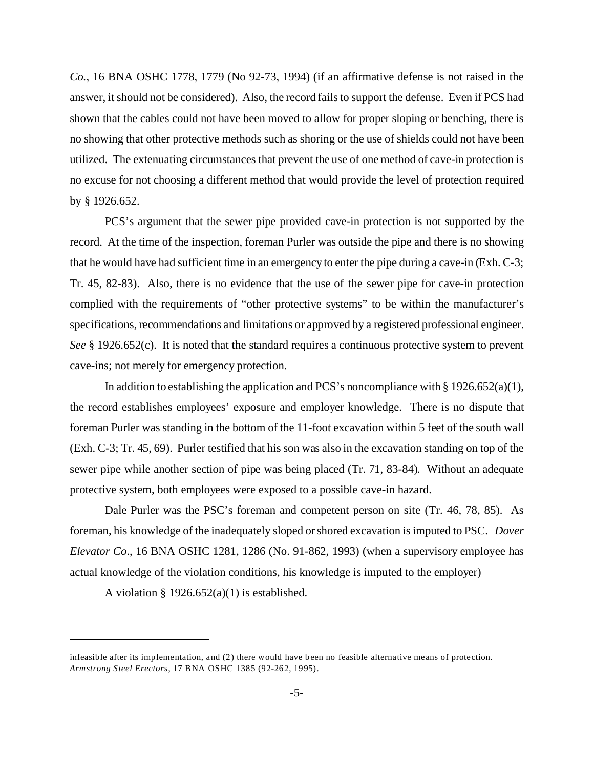*Co.*, 16 BNA OSHC 1778, 1779 (No 92-73, 1994) (if an affirmative defense is not raised in the answer, it should not be considered). Also, the record fails to support the defense. Even if PCS had shown that the cables could not have been moved to allow for proper sloping or benching, there is no showing that other protective methods such as shoring or the use of shields could not have been utilized. The extenuating circumstances that prevent the use of one method of cave-in protection is no excuse for not choosing a different method that would provide the level of protection required by § 1926.652.

PCS's argument that the sewer pipe provided cave-in protection is not supported by the record. At the time of the inspection, foreman Purler was outside the pipe and there is no showing that he would have had sufficient time in an emergency to enter the pipe during a cave-in (Exh. C-3; Tr. 45, 82-83). Also, there is no evidence that the use of the sewer pipe for cave-in protection complied with the requirements of "other protective systems" to be within the manufacturer's specifications, recommendations and limitations or approved by a registered professional engineer. *See* § 1926.652(c). It is noted that the standard requires a continuous protective system to prevent cave-ins; not merely for emergency protection.

In addition to establishing the application and PCS's noncompliance with § 1926.652(a)(1), the record establishes employees' exposure and employer knowledge. There is no dispute that foreman Purler was standing in the bottom of the 11-foot excavation within 5 feet of the south wall (Exh. C-3; Tr. 45, 69). Purler testified that his son was also in the excavation standing on top of the sewer pipe while another section of pipe was being placed (Tr. 71, 83-84). Without an adequate protective system, both employees were exposed to a possible cave-in hazard.

Dale Purler was the PSC's foreman and competent person on site (Tr. 46, 78, 85). As foreman, his knowledge of the inadequately sloped or shored excavation is imputed to PSC. *Dover Elevator Co*., 16 BNA OSHC 1281, 1286 (No. 91-862, 1993) (when a supervisory employee has actual knowledge of the violation conditions, his knowledge is imputed to the employer)

A violation § 1926.652(a)(1) is established.

---

infeasible after its implementation, and (2) there would have been no feasible alternative means of protection. *Armstrong Steel Erectors*, 17 BNA OSHC 1385 (92-262, 1995).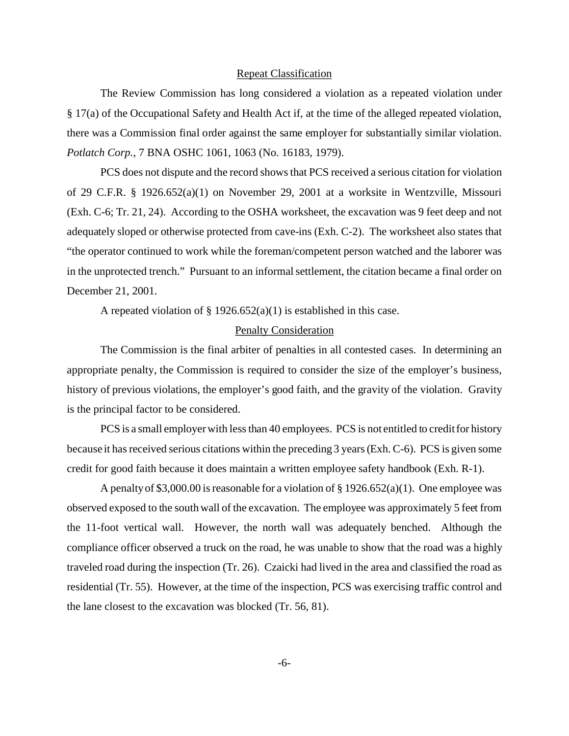<u>Repeat Classification</u>

The Review Commission has long considered a violation as a repeated violation under § 17(a) of the Occupational Safety and Health Act if, at the time of the alleged repeated violation, there was a Commission final order against the same employer for substantially similar violation. *Potlatch Corp.*, 7 BNA OSHC 1061, 1063 (No. 16183, 1979).

PCS does not dispute and the record shows that PCS received a serious citation for violation of 29 C.F.R. § 1926.652(a)(1) on November 29, 2001 at a worksite in Wentzville, Missouri (Exh. C-6; Tr. 21, 24). According to the OSHA worksheet, the excavation was 9 feet deep and not adequately sloped or otherwise protected from cave-ins (Exh. C-2). The worksheet also states that "the operator continued to work while the foreman/competent person watched and the laborer was in the unprotected trench." Pursuant to an informal settlement, the citation became a final order on December 21, 2001.

A repeated violation of § 1926.652(a)(1) is established in this case.

<u>Penalty Consideration</u>

The Commission is the final arbiter of penalties in all contested cases. In determining an appropriate penalty, the Commission is required to consider the size of the employer's business, history of previous violations, the employer's good faith, and the gravity of the violation. Gravity is the principal factor to be considered.

PCS is a small employer with less than 40 employees. PCS is not entitled to credit for history because it has received serious citations within the preceding 3 years (Exh. C-6). PCS is given some credit for good faith because it does maintain a written employee safety handbook (Exh. R-1).

A penalty of $3,000.00 is reasonable for a violation of § 1926.652(a)(1). One employee was observed exposed to the south wall of the excavation. The employee was approximately 5 feet from the 11-foot vertical wall. However, the north wall was adequately benched. Although the compliance officer observed a truck on the road, he was unable to show that the road was a highly traveled road during the inspection (Tr. 26). Czaicki had lived in the area and classified the road as residential (Tr. 55). However, at the time of the inspection, PCS was exercising traffic control and the lane closest to the excavation was blocked (Tr. 56, 81).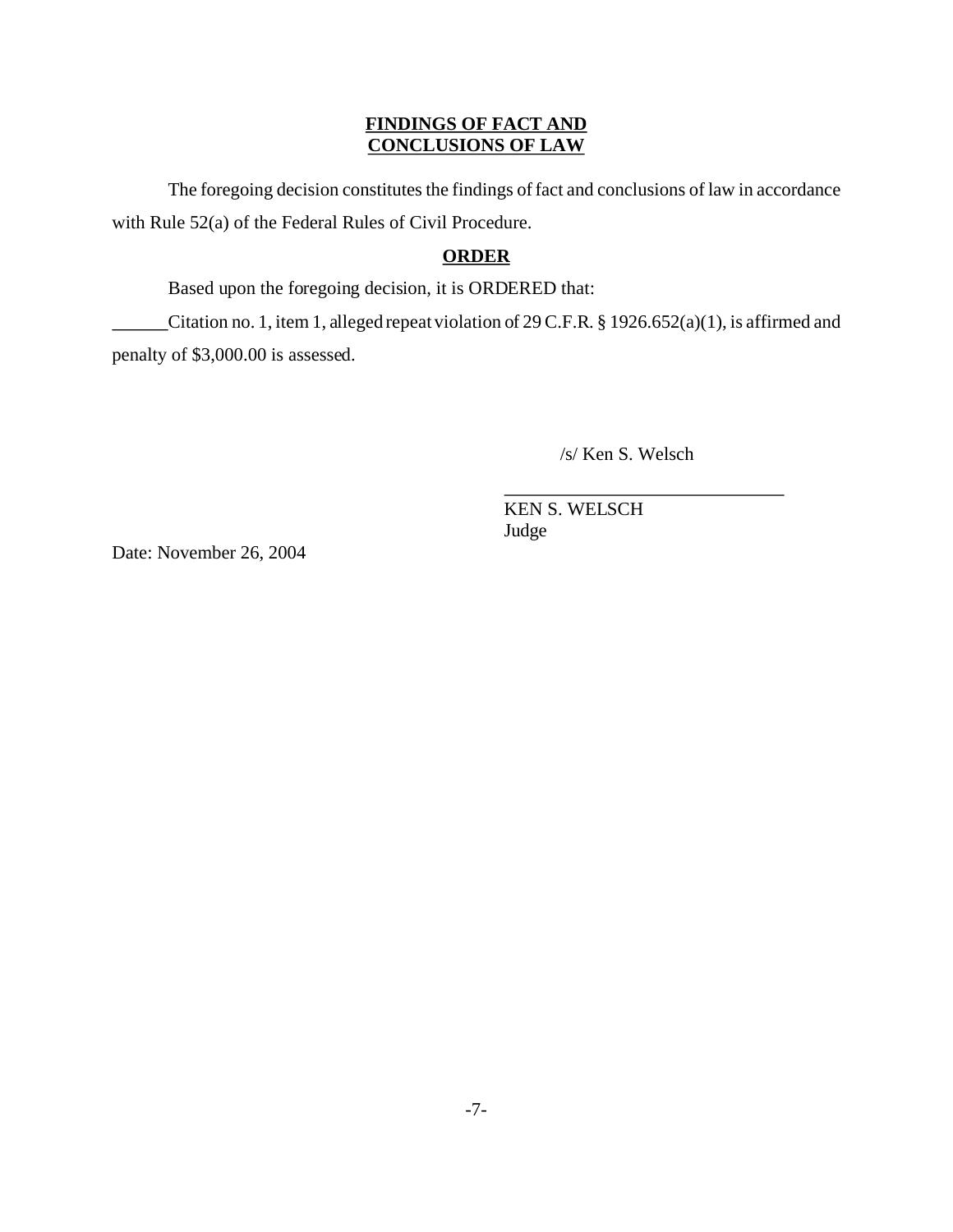**FINDINGS OF FACT AND CONCLUSIONS OF LAW**

The foregoing decision constitutes the findings of fact and conclusions of law in accordance with Rule 52(a) of the Federal Rules of Civil Procedure.

**ORDER**

Based upon the foregoing decision, it is ORDERED that:

______Citation no. 1, item 1, alleged repeat violation of 29 C.F.R. § 1926.652(a)(1), is affirmed and penalty of $3,000.00 is assessed.

/s/ Ken S. Welsch

______________________________
KEN S. WELSCH
Judge

Date: November 26, 2004